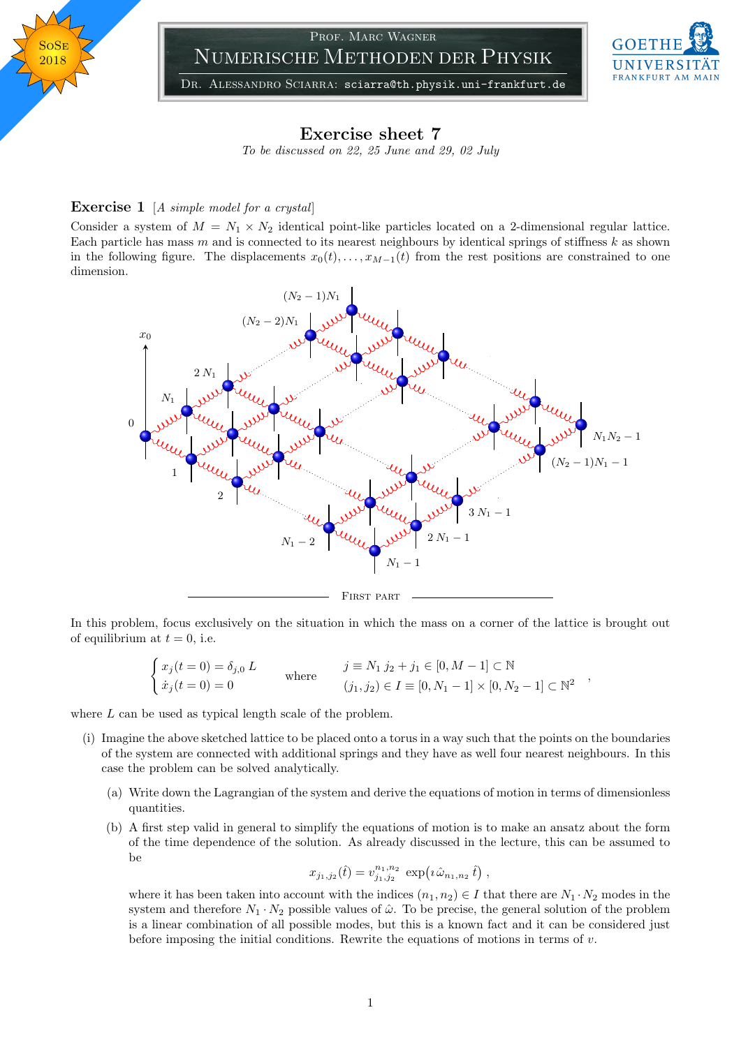# Exercise sheet 7

*To be discussed on 22, 25 June and 29, 02 July*

## Exercise 1 [*A simple model for a crystal*]

Consider a system of $M = N_1 \times N_2$ identical point-like particles located on a 2-dimensional regular lattice. Each particle has mass $m$ and is connected to its nearest neighbours by identical springs of stiffness $k$ as shown in the following figure. The displacements $x_0(t), \ldots, x_{M-1}(t)$ from the rest positions are constrained to one dimension.

FIRST PART

In this problem, focus exclusively on the situation in which the mass on a corner of the lattice is brought out of equilibrium at $t = 0$, i.e.

$$\begin{cases} x_j(t=0) = \delta_{j,0}\, L \\ \dot{x}_j(t=0) = 0 \end{cases} \qquad \text{where} \qquad \begin{aligned} & j \equiv N_1\, j_2 + j_1 \in [0, M-1] \subset \mathbb{N} \\ & (j_1, j_2) \in I \equiv [0, N_1 - 1] \times [0, N_2 - 1] \subset \mathbb{N}^2 \end{aligned} \quad ,$$

where $L$ can be used as typical length scale of the problem.

(i) Imagine the above sketched lattice to be placed onto a torus in a way such that the points on the boundaries of the system are connected with additional springs and they have as well four nearest neighbours. In this case the problem can be solved analytically.

   (a) Write down the Lagrangian of the system and derive the equations of motion in terms of dimensionless quantities.

   (b) A first step valid in general to simplify the equations of motion is to make an ansatz about the form of the time dependence of the solution. As already discussed in the lecture, this can be assumed to be

   $$x_{j_1,j_2}(\hat{t}) = v_{j_1,j_2}^{n_1,n_2} \, \exp\big(\imath\, \hat{\omega}_{n_1,n_2}\, \hat{t}\big) \,,$$

   where it has been taken into account with the indices $(n_1, n_2) \in I$ that there are $N_1 \cdot N_2$ modes in the system and therefore $N_1 \cdot N_2$ possible values of $\hat{\omega}$. To be precise, the general solution of the problem is a linear combination of all possible modes, but this is a known fact and it can be considered just before imposing the initial conditions. Rewrite the equations of motions in terms of $v$.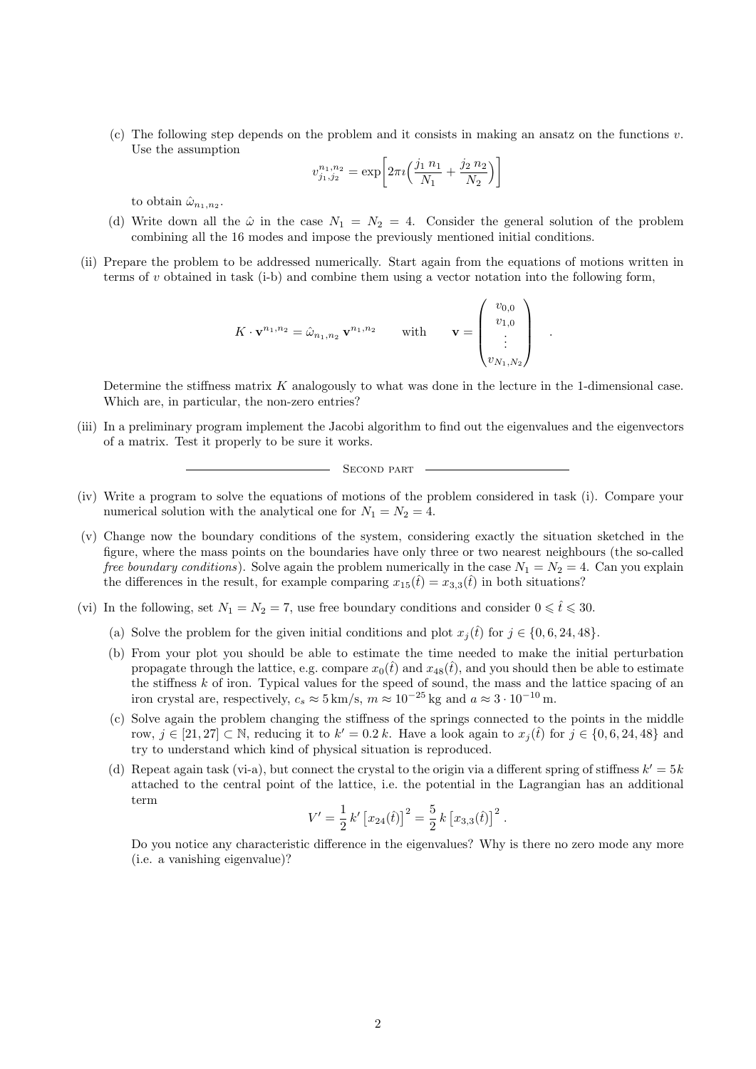(c) The following step depends on the problem and it consists in making an ansatz on the functions $v$. Use the assumption

$$v_{j_1,j_2}^{n_1,n_2} = \exp\left[2\pi\imath\left(\frac{j_1\,n_1}{N_1} + \frac{j_2\,n_2}{N_2}\right)\right]$$

to obtain $\hat{\omega}_{n_1,n_2}$.

(d) Write down all the $\hat{\omega}$ in the case $N_1 = N_2 = 4$. Consider the general solution of the problem combining all the 16 modes and impose the previously mentioned initial conditions.

(ii) Prepare the problem to be addressed numerically. Start again from the equations of motions written in terms of $v$ obtained in task (i-b) and combine them using a vector notation into the following form,

$$K \cdot \mathbf{v}^{n_1,n_2} = \hat{\omega}_{n_1,n_2}\,\mathbf{v}^{n_1,n_2} \qquad \text{with} \qquad \mathbf{v} = \begin{pmatrix} v_{0,0} \\ v_{1,0} \\ \vdots \\ v_{N_1,N_2} \end{pmatrix} .$$

Determine the stiffness matrix $K$ analogously to what was done in the lecture in the 1-dimensional case. Which are, in particular, the non-zero entries?

(iii) In a preliminary program implement the Jacobi algorithm to find out the eigenvalues and the eigenvectors of a matrix. Test it properly to be sure it works.

## Second part

(iv) Write a program to solve the equations of motions of the problem considered in task (i). Compare your numerical solution with the analytical one for $N_1 = N_2 = 4$.

(v) Change now the boundary conditions of the system, considering exactly the situation sketched in the figure, where the mass points on the boundaries have only three or two nearest neighbours (the so-called *free boundary conditions*). Solve again the problem numerically in the case $N_1 = N_2 = 4$. Can you explain the differences in the result, for example comparing $x_{15}(\hat{t}) = x_{3,3}(\hat{t})$ in both situations?

(vi) In the following, set $N_1 = N_2 = 7$, use free boundary conditions and consider $0 \leqslant \hat{t} \leqslant 30$.

(a) Solve the problem for the given initial conditions and plot $x_j(\hat{t})$ for $j \in \{0, 6, 24, 48\}$.

(b) From your plot you should be able to estimate the time needed to make the initial perturbation propagate through the lattice, e.g. compare $x_0(\hat{t})$ and $x_{48}(\hat{t})$, and you should then be able to estimate the stiffness $k$ of iron. Typical values for the speed of sound, the mass and the lattice spacing of an iron crystal are, respectively, $c_s \approx 5\,\text{km/s}$, $m \approx 10^{-25}\,\text{kg}$ and $a \approx 3 \cdot 10^{-10}\,\text{m}$.

(c) Solve again the problem changing the stiffness of the springs connected to the points in the middle row, $j \in [21, 27] \subset \mathbb{N}$, reducing it to $k' = 0.2\,k$. Have a look again to $x_j(\hat{t})$ for $j \in \{0, 6, 24, 48\}$ and try to understand which kind of physical situation is reproduced.

(d) Repeat again task (vi-a), but connect the crystal to the origin via a different spring of stiffness $k' = 5k$ attached to the central point of the lattice, i.e. the potential in the Lagrangian has an additional term

$$V' = \frac{1}{2}\,k'\left[x_{24}(\hat{t})\right]^2 = \frac{5}{2}\,k\left[x_{3,3}(\hat{t})\right]^2 .$$

Do you notice any characteristic difference in the eigenvalues? Why is there no zero mode any more (i.e. a vanishing eigenvalue)?